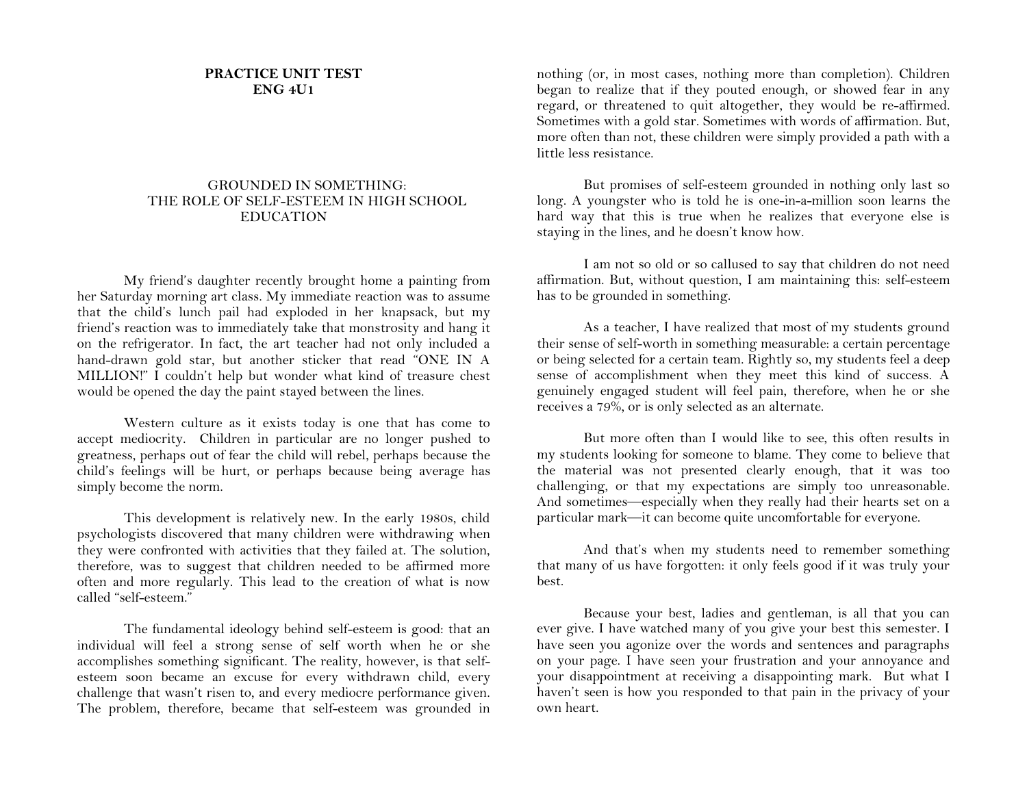**PRACTICE UNIT TEST**
**ENG 4U1**

## GROUNDED IN SOMETHING: THE ROLE OF SELF-ESTEEM IN HIGH SCHOOL EDUCATION

My friend's daughter recently brought home a painting from her Saturday morning art class. My immediate reaction was to assume that the child's lunch pail had exploded in her knapsack, but my friend's reaction was to immediately take that monstrosity and hang it on the refrigerator. In fact, the art teacher had not only included a hand-drawn gold star, but another sticker that read "ONE IN A MILLION!" I couldn't help but wonder what kind of treasure chest would be opened the day the paint stayed between the lines.

Western culture as it exists today is one that has come to accept mediocrity. Children in particular are no longer pushed to greatness, perhaps out of fear the child will rebel, perhaps because the child's feelings will be hurt, or perhaps because being average has simply become the norm.

This development is relatively new. In the early 1980s, child psychologists discovered that many children were withdrawing when they were confronted with activities that they failed at. The solution, therefore, was to suggest that children needed to be affirmed more often and more regularly. This lead to the creation of what is now called "self-esteem."

The fundamental ideology behind self-esteem is good: that an individual will feel a strong sense of self worth when he or she accomplishes something significant. The reality, however, is that self-esteem soon became an excuse for every withdrawn child, every challenge that wasn't risen to, and every mediocre performance given. The problem, therefore, became that self-esteem was grounded in nothing (or, in most cases, nothing more than completion). Children began to realize that if they pouted enough, or showed fear in any regard, or threatened to quit altogether, they would be re-affirmed. Sometimes with a gold star. Sometimes with words of affirmation. But, more often than not, these children were simply provided a path with a little less resistance.

But promises of self-esteem grounded in nothing only last so long. A youngster who is told he is one-in-a-million soon learns the hard way that this is true when he realizes that everyone else is staying in the lines, and he doesn't know how.

I am not so old or so callused to say that children do not need affirmation. But, without question, I am maintaining this: self-esteem has to be grounded in something.

As a teacher, I have realized that most of my students ground their sense of self-worth in something measurable: a certain percentage or being selected for a certain team. Rightly so, my students feel a deep sense of accomplishment when they meet this kind of success. A genuinely engaged student will feel pain, therefore, when he or she receives a 79%, or is only selected as an alternate.

But more often than I would like to see, this often results in my students looking for someone to blame. They come to believe that the material was not presented clearly enough, that it was too challenging, or that my expectations are simply too unreasonable. And sometimes—especially when they really had their hearts set on a particular mark—it can become quite uncomfortable for everyone.

And that's when my students need to remember something that many of us have forgotten: it only feels good if it was truly your best.

Because your best, ladies and gentleman, is all that you can ever give. I have watched many of you give your best this semester. I have seen you agonize over the words and sentences and paragraphs on your page. I have seen your frustration and your annoyance and your disappointment at receiving a disappointing mark. But what I haven't seen is how you responded to that pain in the privacy of your own heart.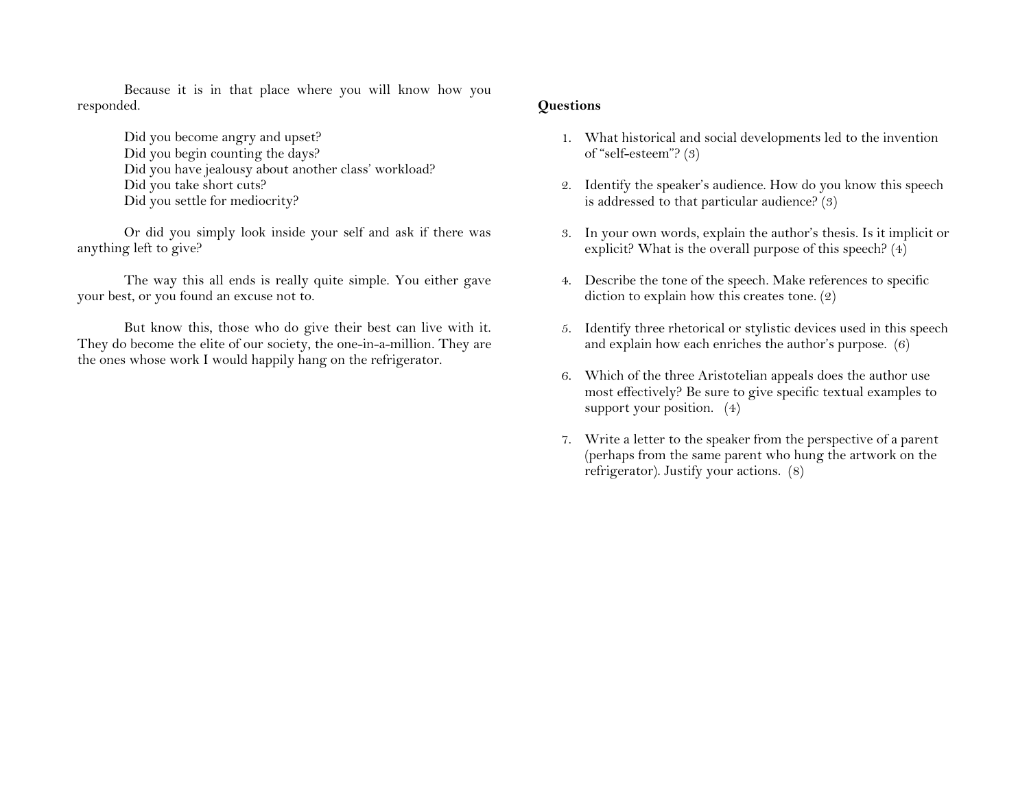Because it is in that place where you will know how you responded.

Did you become angry and upset?
Did you begin counting the days?
Did you have jealousy about another class' workload?
Did you take short cuts?
Did you settle for mediocrity?

Or did you simply look inside your self and ask if there was anything left to give?

The way this all ends is really quite simple. You either gave your best, or you found an excuse not to.

But know this, those who do give their best can live with it. They do become the elite of our society, the one-in-a-million. They are the ones whose work I would happily hang on the refrigerator.

**Questions**

1. What historical and social developments led to the invention of "self-esteem"? (3)

2. Identify the speaker's audience. How do you know this speech is addressed to that particular audience? (3)

3. In your own words, explain the author's thesis. Is it implicit or explicit? What is the overall purpose of this speech? (4)

4. Describe the tone of the speech. Make references to specific diction to explain how this creates tone. (2)

5. Identify three rhetorical or stylistic devices used in this speech and explain how each enriches the author's purpose. (6)

6. Which of the three Aristotelian appeals does the author use most effectively? Be sure to give specific textual examples to support your position. (4)

7. Write a letter to the speaker from the perspective of a parent (perhaps from the same parent who hung the artwork on the refrigerator). Justify your actions. (8)